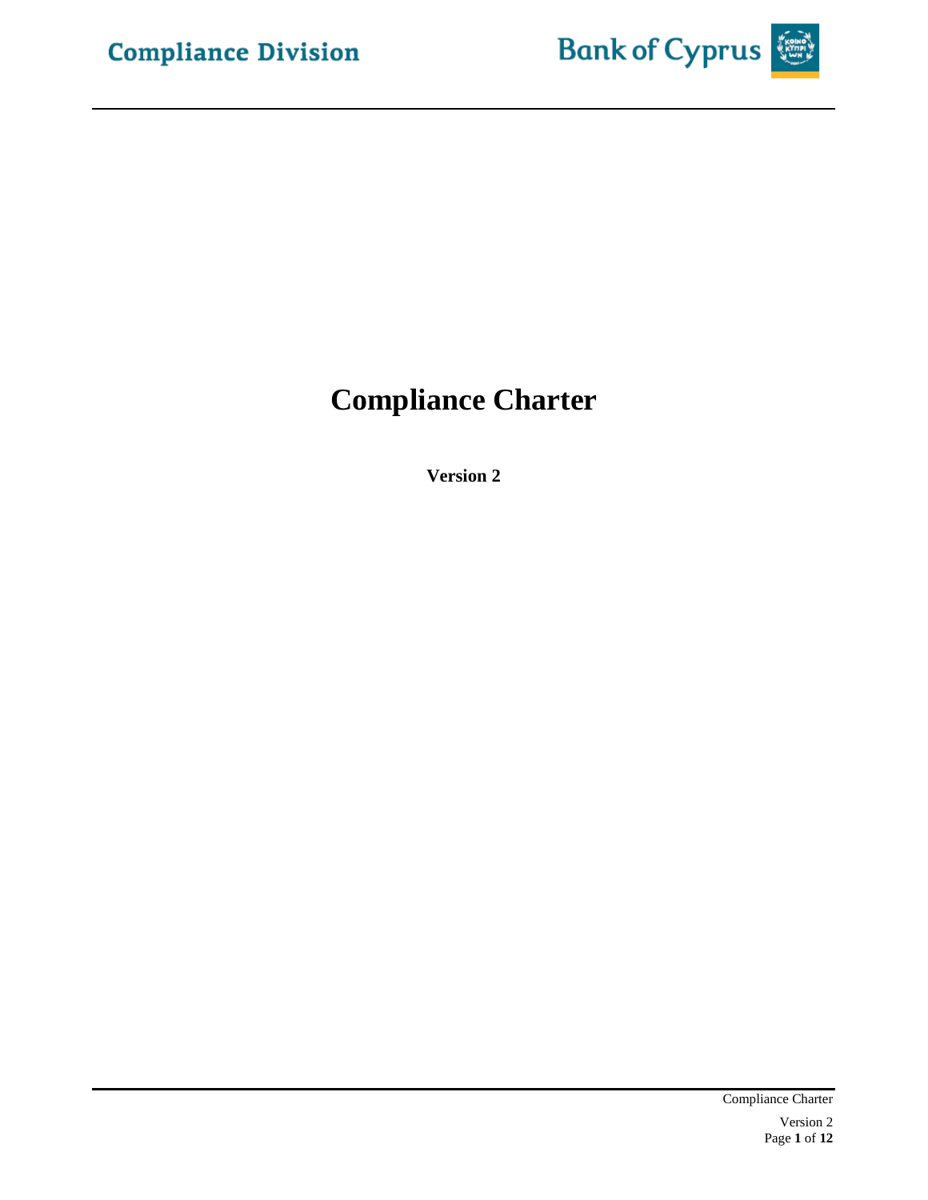# Compliance Charter

**Version 2**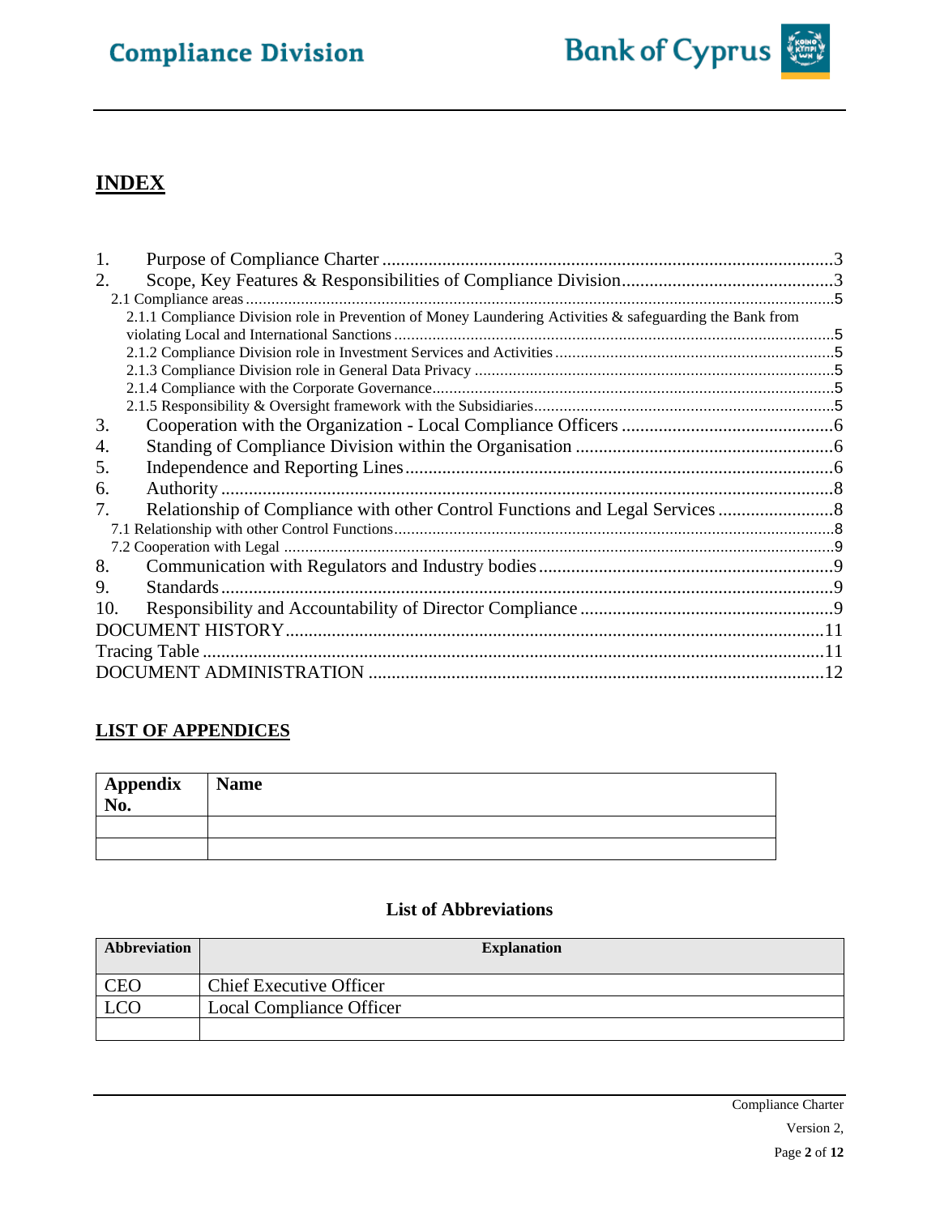# INDEX

1. Purpose of Compliance Charter ..... 3
2. Scope, Key Features & Responsibilities of Compliance Division ..... 3
   - 2.1 Compliance areas ..... 5
     - 2.1.1 Compliance Division role in Prevention of Money Laundering Activities & safeguarding the Bank from violating Local and International Sanctions ..... 5
     - 2.1.2 Compliance Division role in Investment Services and Activities ..... 5
     - 2.1.3 Compliance Division role in General Data Privacy ..... 5
     - 2.1.4 Compliance with the Corporate Governance ..... 5
     - 2.1.5 Responsibility & Oversight framework with the Subsidiaries ..... 5
3. Cooperation with the Organization - Local Compliance Officers ..... 6
4. Standing of Compliance Division within the Organisation ..... 6
5. Independence and Reporting Lines ..... 6
6. Authority ..... 8
7. Relationship of Compliance with other Control Functions and Legal Services ..... 8
   - 7.1 Relationship with other Control Functions ..... 8
   - 7.2 Cooperation with Legal ..... 9
8. Communication with Regulators and Industry bodies ..... 9
9. Standards ..... 9
10. Responsibility and Accountability of Director Compliance ..... 9

DOCUMENT HISTORY ..... 11
Tracing Table ..... 11
DOCUMENT ADMINISTRATION ..... 12

## LIST OF APPENDICES

| Appendix No. | Name |
|---|---|
| | |
| | |

## List of Abbreviations

| Abbreviation | Explanation |
|---|---|
| CEO | Chief Executive Officer |
| LCO | Local Compliance Officer |
| | |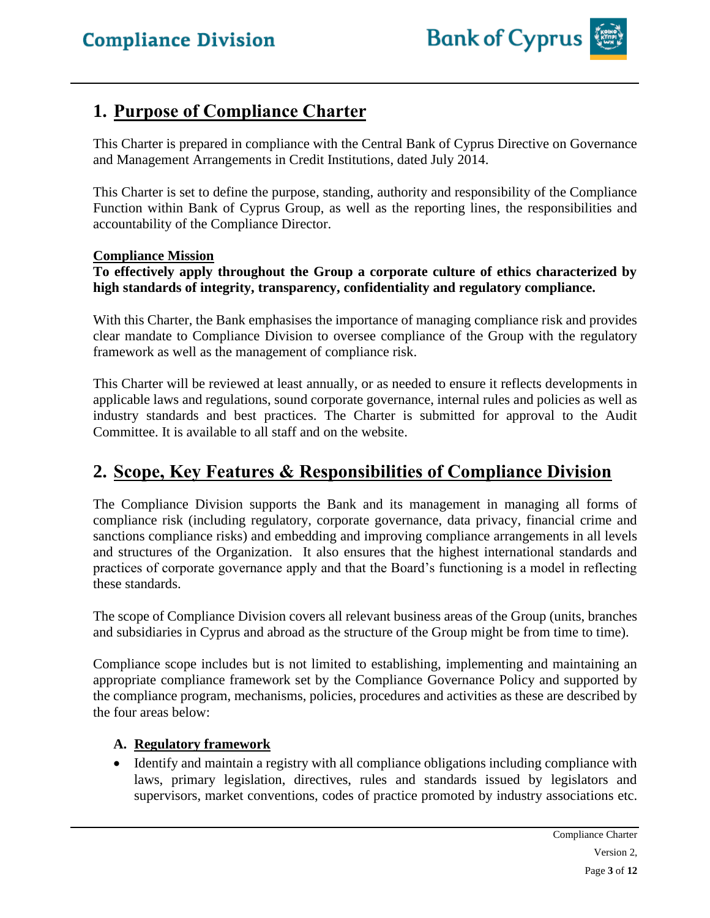## 1. Purpose of Compliance Charter

This Charter is prepared in compliance with the Central Bank of Cyprus Directive on Governance and Management Arrangements in Credit Institutions, dated July 2014.

This Charter is set to define the purpose, standing, authority and responsibility of the Compliance Function within Bank of Cyprus Group, as well as the reporting lines, the responsibilities and accountability of the Compliance Director.

**Compliance Mission**

**To effectively apply throughout the Group a corporate culture of ethics characterized by high standards of integrity, transparency, confidentiality and regulatory compliance.**

With this Charter, the Bank emphasises the importance of managing compliance risk and provides clear mandate to Compliance Division to oversee compliance of the Group with the regulatory framework as well as the management of compliance risk.

This Charter will be reviewed at least annually, or as needed to ensure it reflects developments in applicable laws and regulations, sound corporate governance, internal rules and policies as well as industry standards and best practices. The Charter is submitted for approval to the Audit Committee. It is available to all staff and on the website.

## 2. Scope, Key Features & Responsibilities of Compliance Division

The Compliance Division supports the Bank and its management in managing all forms of compliance risk (including regulatory, corporate governance, data privacy, financial crime and sanctions compliance risks) and embedding and improving compliance arrangements in all levels and structures of the Organization. It also ensures that the highest international standards and practices of corporate governance apply and that the Board's functioning is a model in reflecting these standards.

The scope of Compliance Division covers all relevant business areas of the Group (units, branches and subsidiaries in Cyprus and abroad as the structure of the Group might be from time to time).

Compliance scope includes but is not limited to establishing, implementing and maintaining an appropriate compliance framework set by the Compliance Governance Policy and supported by the compliance program, mechanisms, policies, procedures and activities as these are described by the four areas below:

### A. Regulatory framework

- Identify and maintain a registry with all compliance obligations including compliance with laws, primary legislation, directives, rules and standards issued by legislators and supervisors, market conventions, codes of practice promoted by industry associations etc.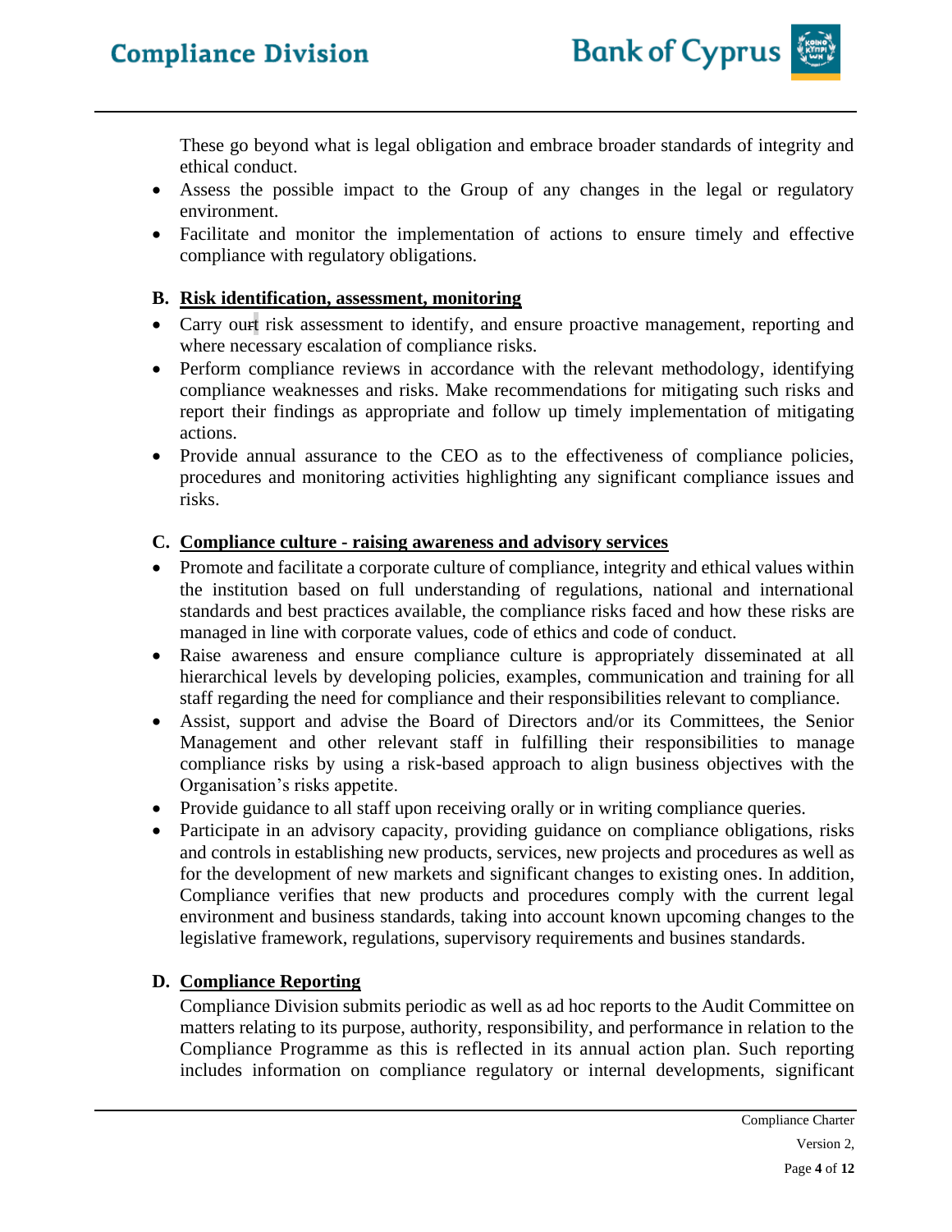These go beyond what is legal obligation and embrace broader standards of integrity and ethical conduct.

- Assess the possible impact to the Group of any changes in the legal or regulatory environment.
- Facilitate and monitor the implementation of actions to ensure timely and effective compliance with regulatory obligations.

**B. Risk identification, assessment, monitoring**

- Carry out risk assessment to identify, and ensure proactive management, reporting and where necessary escalation of compliance risks.
- Perform compliance reviews in accordance with the relevant methodology, identifying compliance weaknesses and risks. Make recommendations for mitigating such risks and report their findings as appropriate and follow up timely implementation of mitigating actions.
- Provide annual assurance to the CEO as to the effectiveness of compliance policies, procedures and monitoring activities highlighting any significant compliance issues and risks.

**C. Compliance culture - raising awareness and advisory services**

- Promote and facilitate a corporate culture of compliance, integrity and ethical values within the institution based on full understanding of regulations, national and international standards and best practices available, the compliance risks faced and how these risks are managed in line with corporate values, code of ethics and code of conduct.
- Raise awareness and ensure compliance culture is appropriately disseminated at all hierarchical levels by developing policies, examples, communication and training for all staff regarding the need for compliance and their responsibilities relevant to compliance.
- Assist, support and advise the Board of Directors and/or its Committees, the Senior Management and other relevant staff in fulfilling their responsibilities to manage compliance risks by using a risk-based approach to align business objectives with the Organisation's risks appetite.
- Provide guidance to all staff upon receiving orally or in writing compliance queries.
- Participate in an advisory capacity, providing guidance on compliance obligations, risks and controls in establishing new products, services, new projects and procedures as well as for the development of new markets and significant changes to existing ones. In addition, Compliance verifies that new products and procedures comply with the current legal environment and business standards, taking into account known upcoming changes to the legislative framework, regulations, supervisory requirements and busines standards.

**D. Compliance Reporting**

Compliance Division submits periodic as well as ad hoc reports to the Audit Committee on matters relating to its purpose, authority, responsibility, and performance in relation to the Compliance Programme as this is reflected in its annual action plan. Such reporting includes information on compliance regulatory or internal developments, significant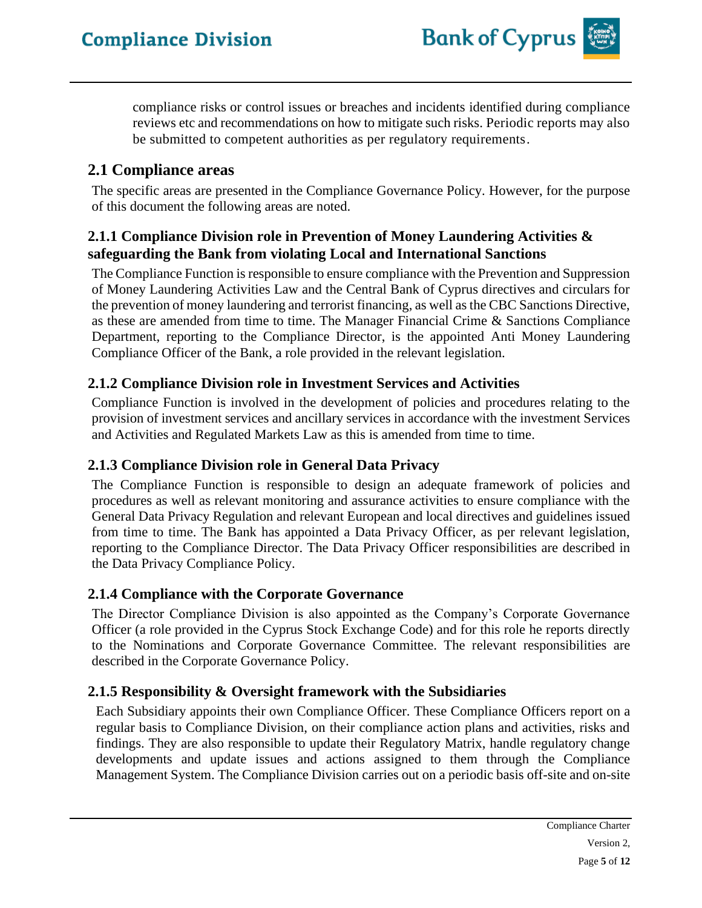compliance risks or control issues or breaches and incidents identified during compliance reviews etc and recommendations on how to mitigate such risks. Periodic reports may also be submitted to competent authorities as per regulatory requirements.

## 2.1 Compliance areas

The specific areas are presented in the Compliance Governance Policy. However, for the purpose of this document the following areas are noted.

### 2.1.1 Compliance Division role in Prevention of Money Laundering Activities & safeguarding the Bank from violating Local and International Sanctions

The Compliance Function is responsible to ensure compliance with the Prevention and Suppression of Money Laundering Activities Law and the Central Bank of Cyprus directives and circulars for the prevention of money laundering and terrorist financing, as well as the CBC Sanctions Directive, as these are amended from time to time. The Manager Financial Crime & Sanctions Compliance Department, reporting to the Compliance Director, is the appointed Anti Money Laundering Compliance Officer of the Bank, a role provided in the relevant legislation.

### 2.1.2 Compliance Division role in Investment Services and Activities

Compliance Function is involved in the development of policies and procedures relating to the provision of investment services and ancillary services in accordance with the investment Services and Activities and Regulated Markets Law as this is amended from time to time.

### 2.1.3 Compliance Division role in General Data Privacy

The Compliance Function is responsible to design an adequate framework of policies and procedures as well as relevant monitoring and assurance activities to ensure compliance with the General Data Privacy Regulation and relevant European and local directives and guidelines issued from time to time. The Bank has appointed a Data Privacy Officer, as per relevant legislation, reporting to the Compliance Director. The Data Privacy Officer responsibilities are described in the Data Privacy Compliance Policy.

### 2.1.4 Compliance with the Corporate Governance

The Director Compliance Division is also appointed as the Company's Corporate Governance Officer (a role provided in the Cyprus Stock Exchange Code) and for this role he reports directly to the Nominations and Corporate Governance Committee. The relevant responsibilities are described in the Corporate Governance Policy.

### 2.1.5 Responsibility & Oversight framework with the Subsidiaries

Each Subsidiary appoints their own Compliance Officer. These Compliance Officers report on a regular basis to Compliance Division, on their compliance action plans and activities, risks and findings. They are also responsible to update their Regulatory Matrix, handle regulatory change developments and update issues and actions assigned to them through the Compliance Management System. The Compliance Division carries out on a periodic basis off-site and on-site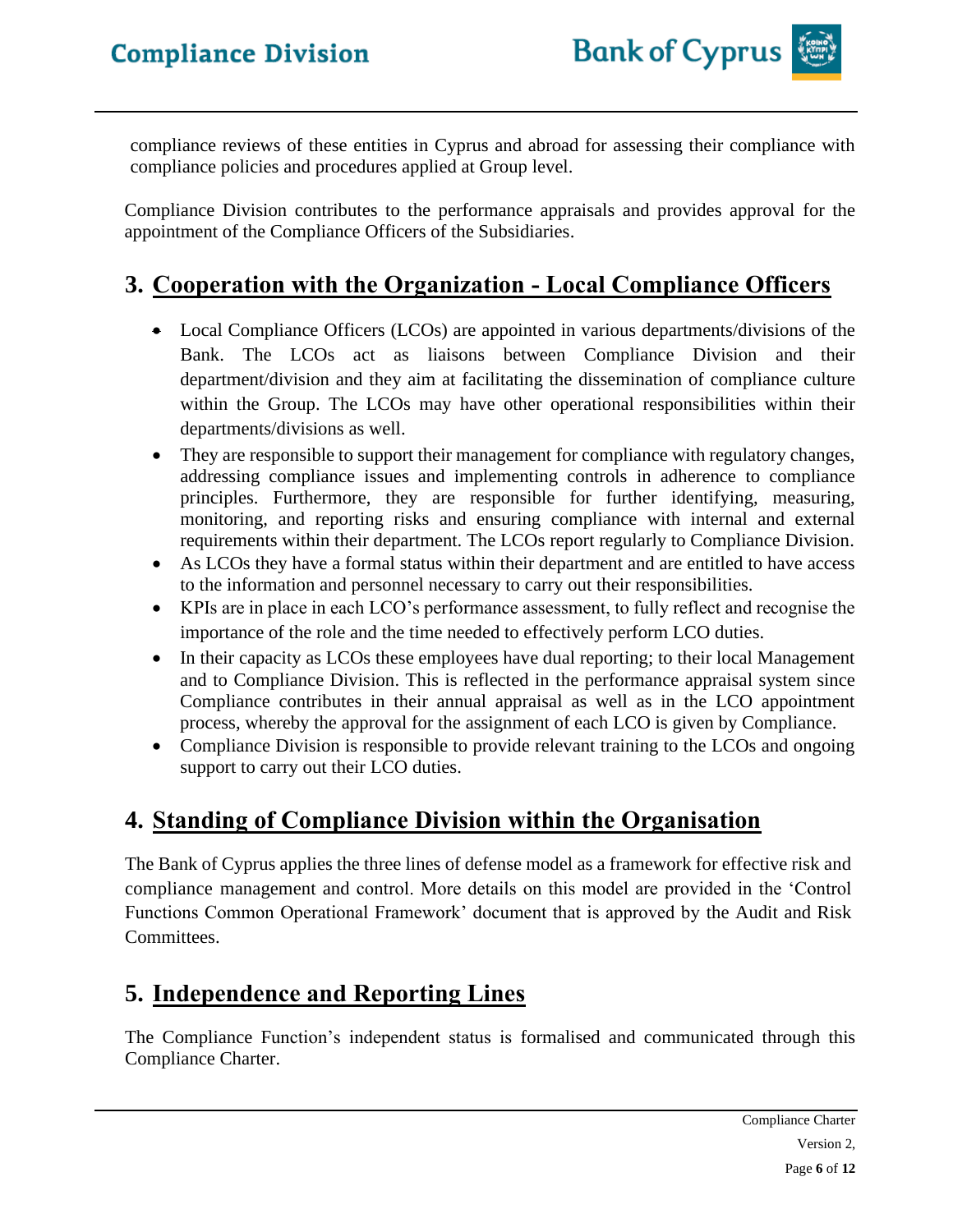compliance reviews of these entities in Cyprus and abroad for assessing their compliance with compliance policies and procedures applied at Group level.

Compliance Division contributes to the performance appraisals and provides approval for the appointment of the Compliance Officers of the Subsidiaries.

## 3. Cooperation with the Organization - Local Compliance Officers

- Local Compliance Officers (LCOs) are appointed in various departments/divisions of the Bank. The LCOs act as liaisons between Compliance Division and their department/division and they aim at facilitating the dissemination of compliance culture within the Group. The LCOs may have other operational responsibilities within their departments/divisions as well.
- They are responsible to support their management for compliance with regulatory changes, addressing compliance issues and implementing controls in adherence to compliance principles. Furthermore, they are responsible for further identifying, measuring, monitoring, and reporting risks and ensuring compliance with internal and external requirements within their department. The LCOs report regularly to Compliance Division.
- As LCOs they have a formal status within their department and are entitled to have access to the information and personnel necessary to carry out their responsibilities.
- KPIs are in place in each LCO's performance assessment, to fully reflect and recognise the importance of the role and the time needed to effectively perform LCO duties.
- In their capacity as LCOs these employees have dual reporting; to their local Management and to Compliance Division. This is reflected in the performance appraisal system since Compliance contributes in their annual appraisal as well as in the LCO appointment process, whereby the approval for the assignment of each LCO is given by Compliance.
- Compliance Division is responsible to provide relevant training to the LCOs and ongoing support to carry out their LCO duties.

## 4. Standing of Compliance Division within the Organisation

The Bank of Cyprus applies the three lines of defense model as a framework for effective risk and compliance management and control. More details on this model are provided in the 'Control Functions Common Operational Framework' document that is approved by the Audit and Risk Committees.

## 5. Independence and Reporting Lines

The Compliance Function's independent status is formalised and communicated through this Compliance Charter.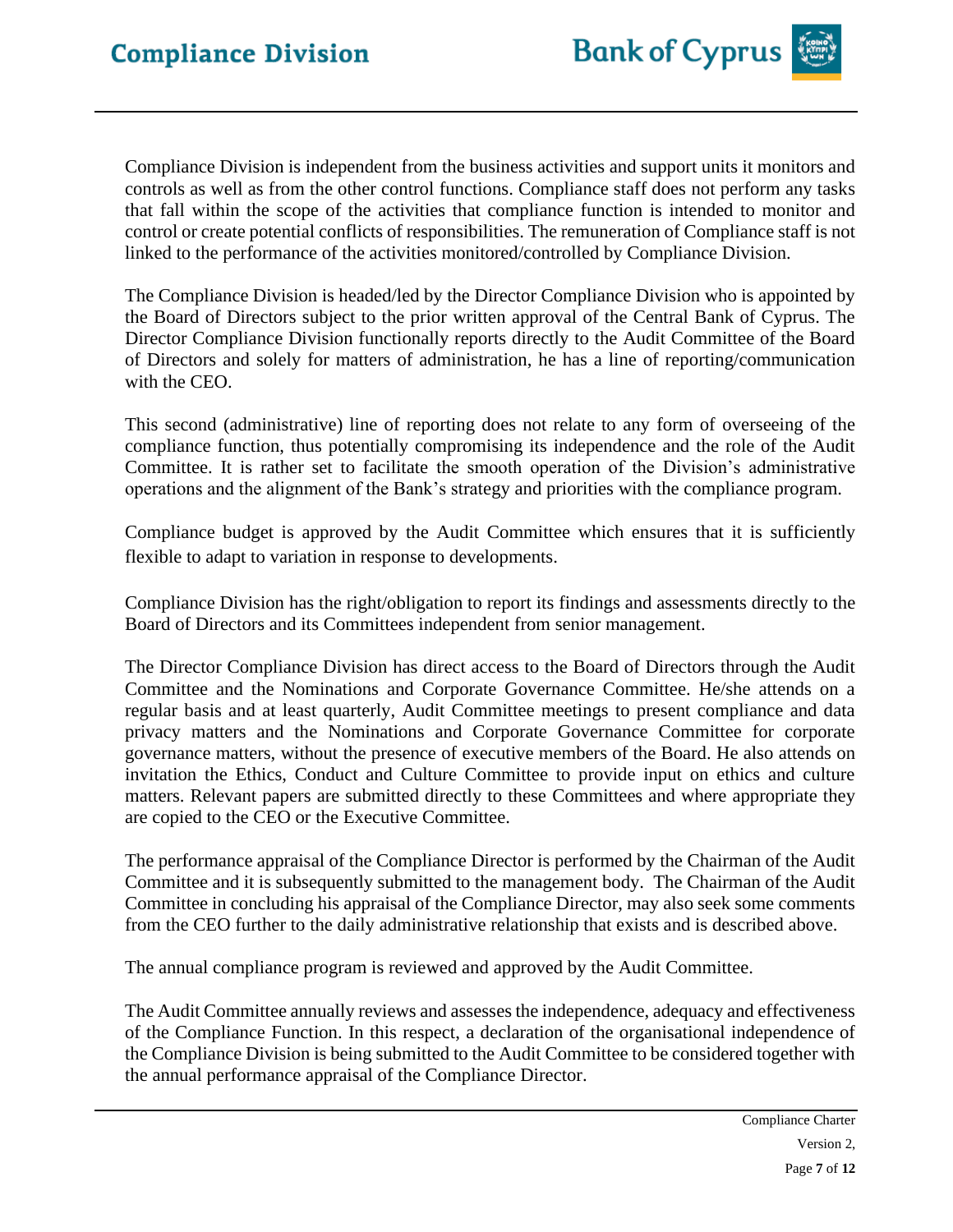Compliance Division is independent from the business activities and support units it monitors and controls as well as from the other control functions. Compliance staff does not perform any tasks that fall within the scope of the activities that compliance function is intended to monitor and control or create potential conflicts of responsibilities. The remuneration of Compliance staff is not linked to the performance of the activities monitored/controlled by Compliance Division.

The Compliance Division is headed/led by the Director Compliance Division who is appointed by the Board of Directors subject to the prior written approval of the Central Bank of Cyprus. The Director Compliance Division functionally reports directly to the Audit Committee of the Board of Directors and solely for matters of administration, he has a line of reporting/communication with the CEO.

This second (administrative) line of reporting does not relate to any form of overseeing of the compliance function, thus potentially compromising its independence and the role of the Audit Committee. It is rather set to facilitate the smooth operation of the Division's administrative operations and the alignment of the Bank's strategy and priorities with the compliance program.

Compliance budget is approved by the Audit Committee which ensures that it is sufficiently flexible to adapt to variation in response to developments.

Compliance Division has the right/obligation to report its findings and assessments directly to the Board of Directors and its Committees independent from senior management.

The Director Compliance Division has direct access to the Board of Directors through the Audit Committee and the Nominations and Corporate Governance Committee. He/she attends on a regular basis and at least quarterly, Audit Committee meetings to present compliance and data privacy matters and the Nominations and Corporate Governance Committee for corporate governance matters, without the presence of executive members of the Board. He also attends on invitation the Ethics, Conduct and Culture Committee to provide input on ethics and culture matters. Relevant papers are submitted directly to these Committees and where appropriate they are copied to the CEO or the Executive Committee.

The performance appraisal of the Compliance Director is performed by the Chairman of the Audit Committee and it is subsequently submitted to the management body. The Chairman of the Audit Committee in concluding his appraisal of the Compliance Director, may also seek some comments from the CEO further to the daily administrative relationship that exists and is described above.

The annual compliance program is reviewed and approved by the Audit Committee.

The Audit Committee annually reviews and assesses the independence, adequacy and effectiveness of the Compliance Function. In this respect, a declaration of the organisational independence of the Compliance Division is being submitted to the Audit Committee to be considered together with the annual performance appraisal of the Compliance Director.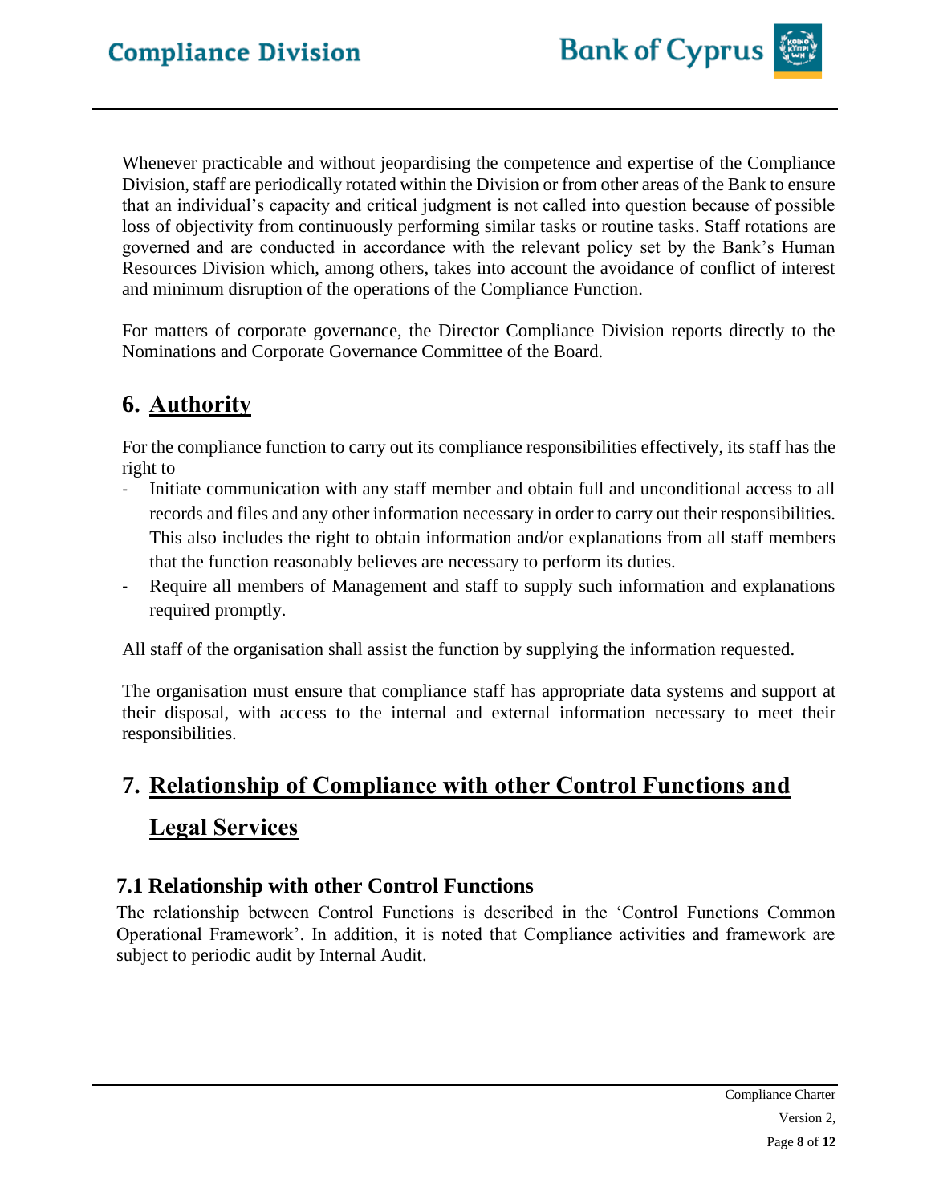Whenever practicable and without jeopardising the competence and expertise of the Compliance Division, staff are periodically rotated within the Division or from other areas of the Bank to ensure that an individual's capacity and critical judgment is not called into question because of possible loss of objectivity from continuously performing similar tasks or routine tasks. Staff rotations are governed and are conducted in accordance with the relevant policy set by the Bank's Human Resources Division which, among others, takes into account the avoidance of conflict of interest and minimum disruption of the operations of the Compliance Function.

For matters of corporate governance, the Director Compliance Division reports directly to the Nominations and Corporate Governance Committee of the Board.

# 6. Authority

For the compliance function to carry out its compliance responsibilities effectively, its staff has the right to

- Initiate communication with any staff member and obtain full and unconditional access to all records and files and any other information necessary in order to carry out their responsibilities. This also includes the right to obtain information and/or explanations from all staff members that the function reasonably believes are necessary to perform its duties.
- Require all members of Management and staff to supply such information and explanations required promptly.

All staff of the organisation shall assist the function by supplying the information requested.

The organisation must ensure that compliance staff has appropriate data systems and support at their disposal, with access to the internal and external information necessary to meet their responsibilities.

# 7. Relationship of Compliance with other Control Functions and Legal Services

## 7.1 Relationship with other Control Functions

The relationship between Control Functions is described in the 'Control Functions Common Operational Framework'. In addition, it is noted that Compliance activities and framework are subject to periodic audit by Internal Audit.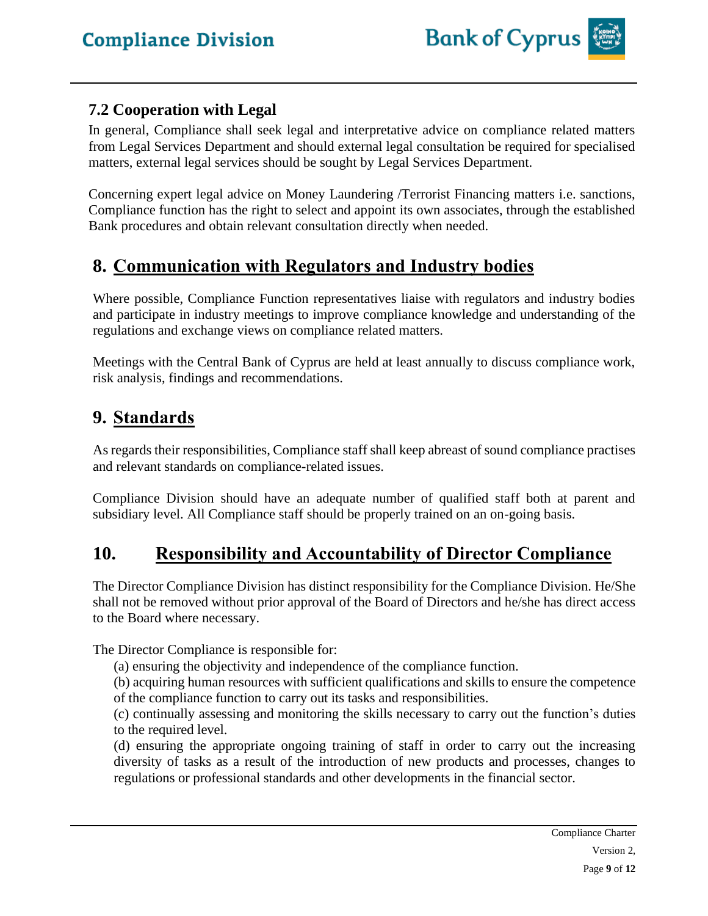### 7.2 Cooperation with Legal

In general, Compliance shall seek legal and interpretative advice on compliance related matters from Legal Services Department and should external legal consultation be required for specialised matters, external legal services should be sought by Legal Services Department.

Concerning expert legal advice on Money Laundering /Terrorist Financing matters i.e. sanctions, Compliance function has the right to select and appoint its own associates, through the established Bank procedures and obtain relevant consultation directly when needed.

## 8. Communication with Regulators and Industry bodies

Where possible, Compliance Function representatives liaise with regulators and industry bodies and participate in industry meetings to improve compliance knowledge and understanding of the regulations and exchange views on compliance related matters.

Meetings with the Central Bank of Cyprus are held at least annually to discuss compliance work, risk analysis, findings and recommendations.

## 9. Standards

As regards their responsibilities, Compliance staff shall keep abreast of sound compliance practises and relevant standards on compliance-related issues.

Compliance Division should have an adequate number of qualified staff both at parent and subsidiary level. All Compliance staff should be properly trained on an on-going basis.

## 10. Responsibility and Accountability of Director Compliance

The Director Compliance Division has distinct responsibility for the Compliance Division. He/She shall not be removed without prior approval of the Board of Directors and he/she has direct access to the Board where necessary.

The Director Compliance is responsible for:

(a) ensuring the objectivity and independence of the compliance function.

(b) acquiring human resources with sufficient qualifications and skills to ensure the competence of the compliance function to carry out its tasks and responsibilities.

(c) continually assessing and monitoring the skills necessary to carry out the function's duties to the required level.

(d) ensuring the appropriate ongoing training of staff in order to carry out the increasing diversity of tasks as a result of the introduction of new products and processes, changes to regulations or professional standards and other developments in the financial sector.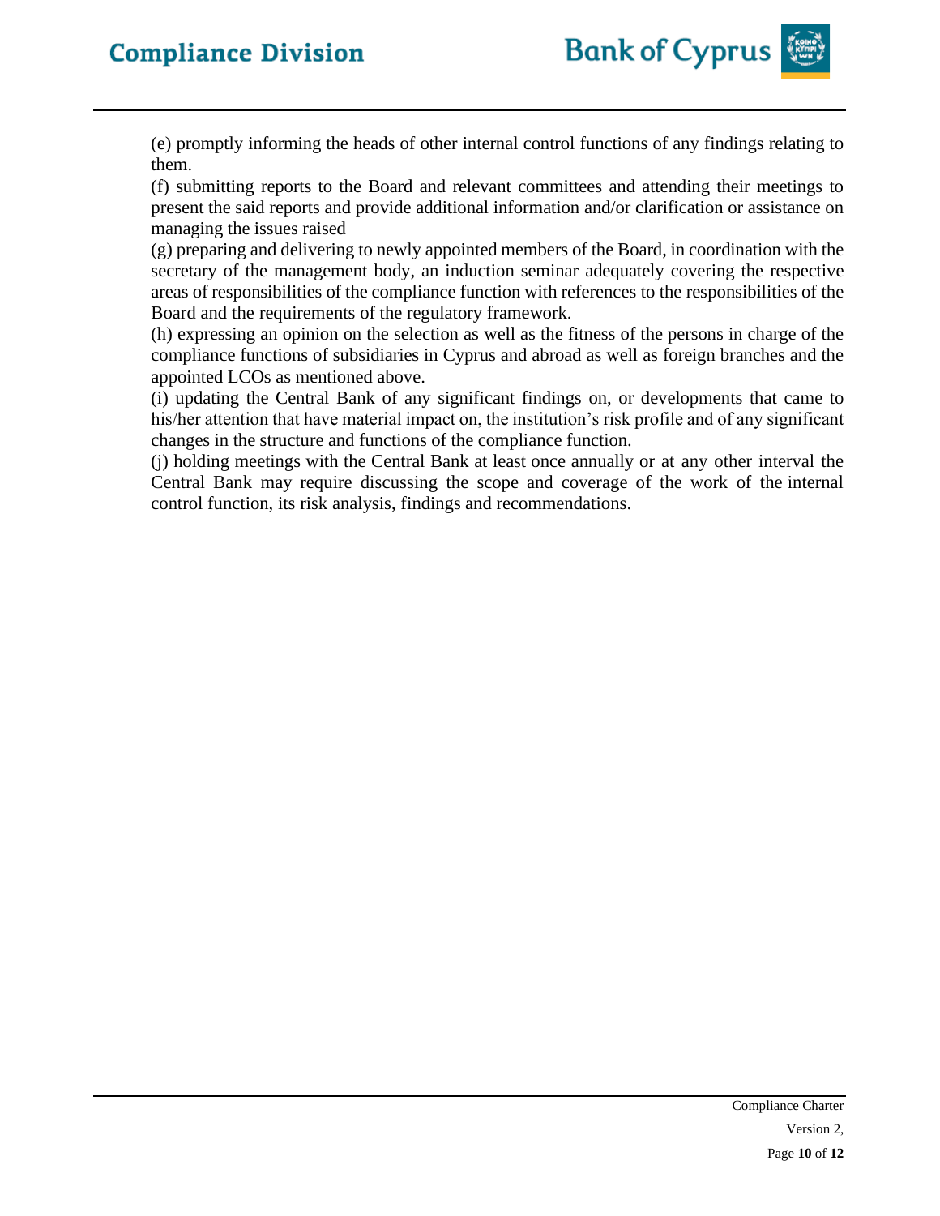(e) promptly informing the heads of other internal control functions of any findings relating to them.

(f) submitting reports to the Board and relevant committees and attending their meetings to present the said reports and provide additional information and/or clarification or assistance on managing the issues raised

(g) preparing and delivering to newly appointed members of the Board, in coordination with the secretary of the management body, an induction seminar adequately covering the respective areas of responsibilities of the compliance function with references to the responsibilities of the Board and the requirements of the regulatory framework.

(h) expressing an opinion on the selection as well as the fitness of the persons in charge of the compliance functions of subsidiaries in Cyprus and abroad as well as foreign branches and the appointed LCOs as mentioned above.

(i) updating the Central Bank of any significant findings on, or developments that came to his/her attention that have material impact on, the institution's risk profile and of any significant changes in the structure and functions of the compliance function.

(j) holding meetings with the Central Bank at least once annually or at any other interval the Central Bank may require discussing the scope and coverage of the work of the internal control function, its risk analysis, findings and recommendations.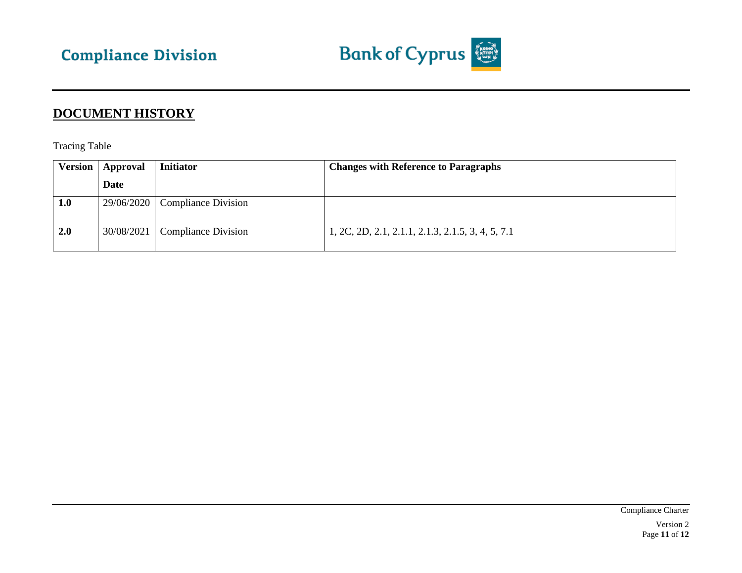## DOCUMENT HISTORY

Tracing Table

| Version | Approval Date | Initiator | Changes with Reference to Paragraphs |
|---|---|---|---|
| **1.0** | 29/06/2020 | Compliance Division | |
| **2.0** | 30/08/2021 | Compliance Division | 1, 2C, 2D, 2.1, 2.1.1, 2.1.3, 2.1.5, 3, 4, 5, 7.1 |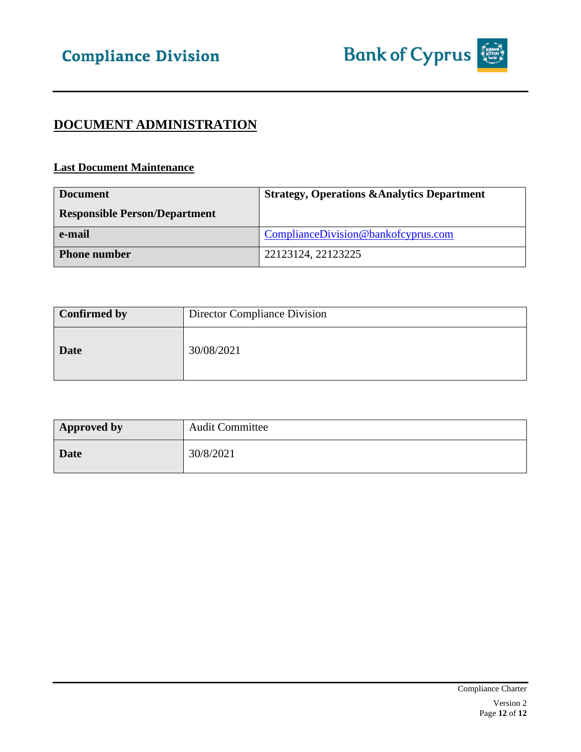# DOCUMENT ADMINISTRATION

## Last Document Maintenance

| | |
|---|---|
| **Document Responsible Person/Department** | **Strategy, Operations &Analytics Department** |
| **e-mail** | ComplianceDivision@bankofcyprus.com |
| **Phone number** | 22123124, 22123225 |

| | |
|---|---|
| **Confirmed by** | Director Compliance Division |
| **Date** | 30/08/2021 |

| | |
|---|---|
| **Approved by** | Audit Committee |
| **Date** | 30/8/2021 |